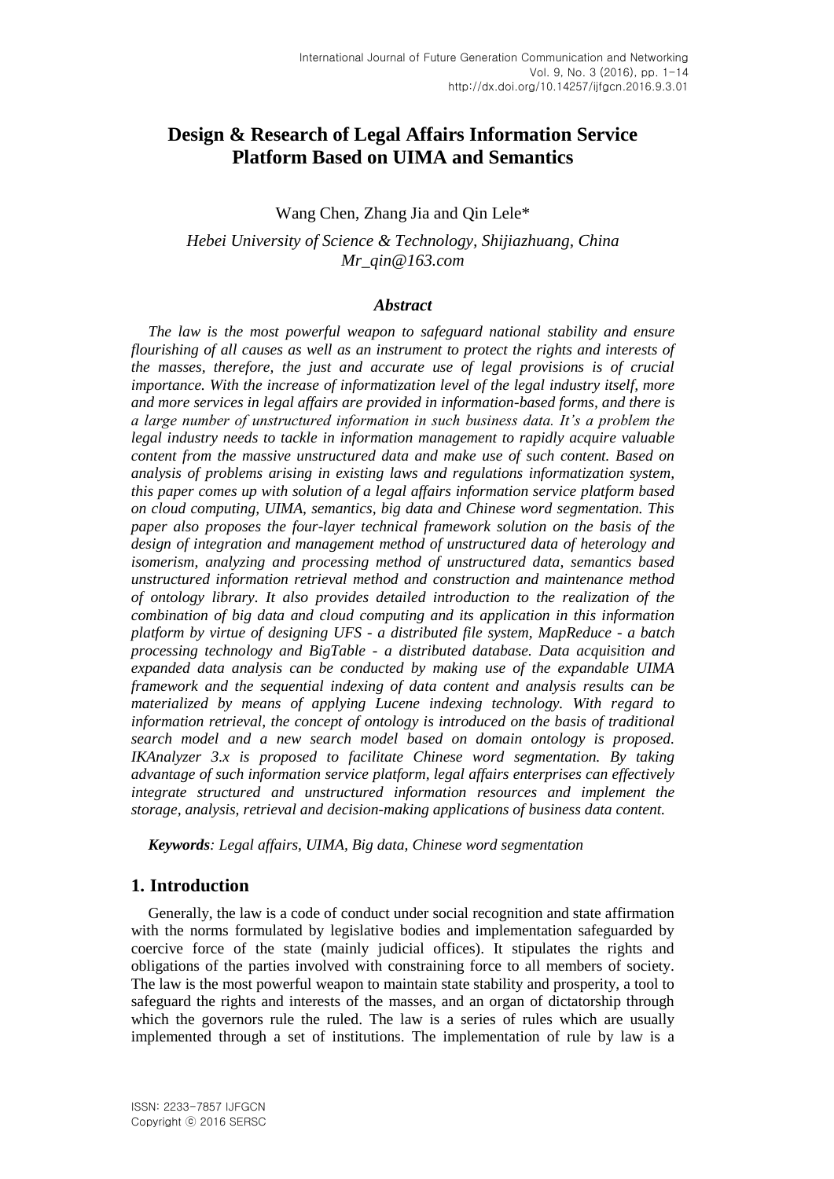# Design & Research of Legal Affairs Information Service Platform Based on UIMA and Semantics

Wang Chen, Zhang Jia and Qin Lele*

*Hebei University of Science & Technology, Shijiazhuang, China*
*Mr_qin@163.com*

### *Abstract*

*The law is the most powerful weapon to safeguard national stability and ensure flourishing of all causes as well as an instrument to protect the rights and interests of the masses, therefore, the just and accurate use of legal provisions is of crucial importance. With the increase of informatization level of the legal industry itself, more and more services in legal affairs are provided in information-based forms, and there is a large number of unstructured information in such business data. It's a problem the legal industry needs to tackle in information management to rapidly acquire valuable content from the massive unstructured data and make use of such content. Based on analysis of problems arising in existing laws and regulations informatization system, this paper comes up with solution of a legal affairs information service platform based on cloud computing, UIMA, semantics, big data and Chinese word segmentation. This paper also proposes the four-layer technical framework solution on the basis of the design of integration and management method of unstructured data of heterology and isomerism, analyzing and processing method of unstructured data, semantics based unstructured information retrieval method and construction and maintenance method of ontology library. It also provides detailed introduction to the realization of the combination of big data and cloud computing and its application in this information platform by virtue of designing UFS - a distributed file system, MapReduce - a batch processing technology and BigTable - a distributed database. Data acquisition and expanded data analysis can be conducted by making use of the expandable UIMA framework and the sequential indexing of data content and analysis results can be materialized by means of applying Lucene indexing technology. With regard to information retrieval, the concept of ontology is introduced on the basis of traditional search model and a new search model based on domain ontology is proposed. IKAnalyzer 3.x is proposed to facilitate Chinese word segmentation. By taking advantage of such information service platform, legal affairs enterprises can effectively integrate structured and unstructured information resources and implement the storage, analysis, retrieval and decision-making applications of business data content.*

***Keywords****: Legal affairs, UIMA, Big data, Chinese word segmentation*

## 1. Introduction

Generally, the law is a code of conduct under social recognition and state affirmation with the norms formulated by legislative bodies and implementation safeguarded by coercive force of the state (mainly judicial offices). It stipulates the rights and obligations of the parties involved with constraining force to all members of society. The law is the most powerful weapon to maintain state stability and prosperity, a tool to safeguard the rights and interests of the masses, and an organ of dictatorship through which the governors rule the ruled. The law is a series of rules which are usually implemented through a set of institutions. The implementation of rule by law is a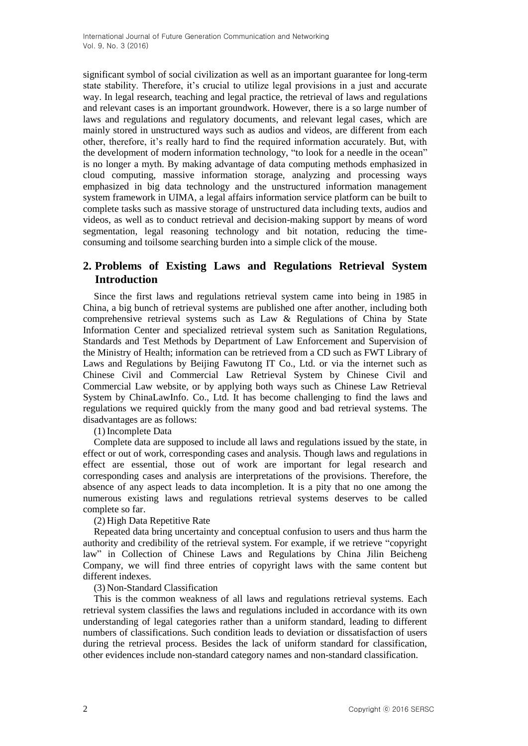significant symbol of social civilization as well as an important guarantee for long-term state stability. Therefore, it's crucial to utilize legal provisions in a just and accurate way. In legal research, teaching and legal practice, the retrieval of laws and regulations and relevant cases is an important groundwork. However, there is a so large number of laws and regulations and regulatory documents, and relevant legal cases, which are mainly stored in unstructured ways such as audios and videos, are different from each other, therefore, it's really hard to find the required information accurately. But, with the development of modern information technology, "to look for a needle in the ocean" is no longer a myth. By making advantage of data computing methods emphasized in cloud computing, massive information storage, analyzing and processing ways emphasized in big data technology and the unstructured information management system framework in UIMA, a legal affairs information service platform can be built to complete tasks such as massive storage of unstructured data including texts, audios and videos, as well as to conduct retrieval and decision-making support by means of word segmentation, legal reasoning technology and bit notation, reducing the time-consuming and toilsome searching burden into a simple click of the mouse.

## 2. Problems of Existing Laws and Regulations Retrieval System Introduction

Since the first laws and regulations retrieval system came into being in 1985 in China, a big bunch of retrieval systems are published one after another, including both comprehensive retrieval systems such as Law & Regulations of China by State Information Center and specialized retrieval system such as Sanitation Regulations, Standards and Test Methods by Department of Law Enforcement and Supervision of the Ministry of Health; information can be retrieved from a CD such as FWT Library of Laws and Regulations by Beijing Fawutong IT Co., Ltd. or via the internet such as Chinese Civil and Commercial Law Retrieval System by Chinese Civil and Commercial Law website, or by applying both ways such as Chinese Law Retrieval System by ChinaLawInfo. Co., Ltd. It has become challenging to find the laws and regulations we required quickly from the many good and bad retrieval systems. The disadvantages are as follows:

(1) Incomplete Data

Complete data are supposed to include all laws and regulations issued by the state, in effect or out of work, corresponding cases and analysis. Though laws and regulations in effect are essential, those out of work are important for legal research and corresponding cases and analysis are interpretations of the provisions. Therefore, the absence of any aspect leads to data incompletion. It is a pity that no one among the numerous existing laws and regulations retrieval systems deserves to be called complete so far.

(2) High Data Repetitive Rate

Repeated data bring uncertainty and conceptual confusion to users and thus harm the authority and credibility of the retrieval system. For example, if we retrieve "copyright law" in Collection of Chinese Laws and Regulations by China Jilin Beicheng Company, we will find three entries of copyright laws with the same content but different indexes.

(3) Non-Standard Classification

This is the common weakness of all laws and regulations retrieval systems. Each retrieval system classifies the laws and regulations included in accordance with its own understanding of legal categories rather than a uniform standard, leading to different numbers of classifications. Such condition leads to deviation or dissatisfaction of users during the retrieval process. Besides the lack of uniform standard for classification, other evidences include non-standard category names and non-standard classification.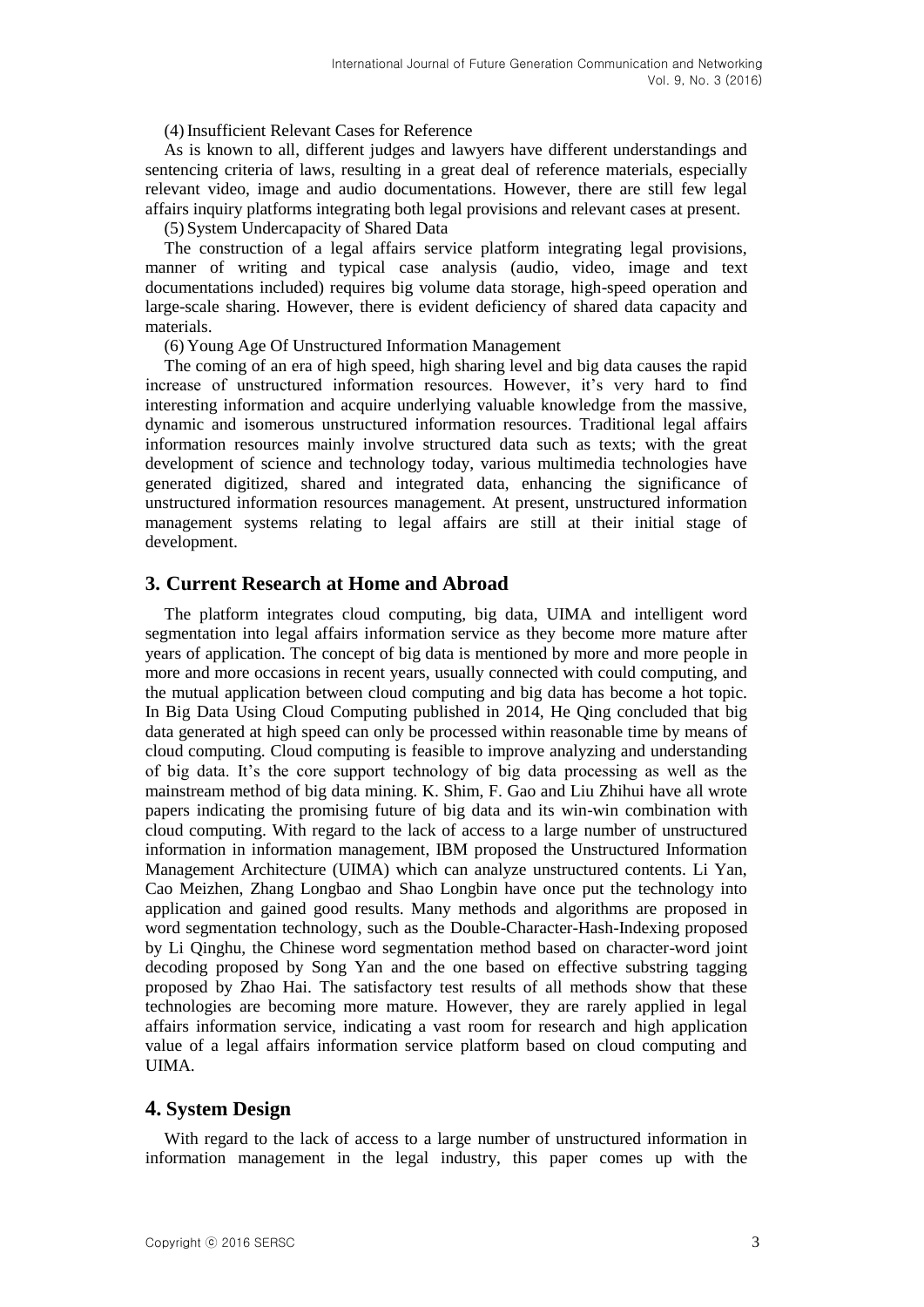(4) Insufficient Relevant Cases for Reference

As is known to all, different judges and lawyers have different understandings and sentencing criteria of laws, resulting in a great deal of reference materials, especially relevant video, image and audio documentations. However, there are still few legal affairs inquiry platforms integrating both legal provisions and relevant cases at present.

(5) System Undercapacity of Shared Data

The construction of a legal affairs service platform integrating legal provisions, manner of writing and typical case analysis (audio, video, image and text documentations included) requires big volume data storage, high-speed operation and large-scale sharing. However, there is evident deficiency of shared data capacity and materials.

(6) Young Age Of Unstructured Information Management

The coming of an era of high speed, high sharing level and big data causes the rapid increase of unstructured information resources. However, it's very hard to find interesting information and acquire underlying valuable knowledge from the massive, dynamic and isomerous unstructured information resources. Traditional legal affairs information resources mainly involve structured data such as texts; with the great development of science and technology today, various multimedia technologies have generated digitized, shared and integrated data, enhancing the significance of unstructured information resources management. At present, unstructured information management systems relating to legal affairs are still at their initial stage of development.

## 3. Current Research at Home and Abroad

The platform integrates cloud computing, big data, UIMA and intelligent word segmentation into legal affairs information service as they become more mature after years of application. The concept of big data is mentioned by more and more people in more and more occasions in recent years, usually connected with could computing, and the mutual application between cloud computing and big data has become a hot topic. In Big Data Using Cloud Computing published in 2014, He Qing concluded that big data generated at high speed can only be processed within reasonable time by means of cloud computing. Cloud computing is feasible to improve analyzing and understanding of big data. It's the core support technology of big data processing as well as the mainstream method of big data mining. K. Shim, F. Gao and Liu Zhihui have all wrote papers indicating the promising future of big data and its win-win combination with cloud computing. With regard to the lack of access to a large number of unstructured information in information management, IBM proposed the Unstructured Information Management Architecture (UIMA) which can analyze unstructured contents. Li Yan, Cao Meizhen, Zhang Longbao and Shao Longbin have once put the technology into application and gained good results. Many methods and algorithms are proposed in word segmentation technology, such as the Double-Character-Hash-Indexing proposed by Li Qinghu, the Chinese word segmentation method based on character-word joint decoding proposed by Song Yan and the one based on effective substring tagging proposed by Zhao Hai. The satisfactory test results of all methods show that these technologies are becoming more mature. However, they are rarely applied in legal affairs information service, indicating a vast room for research and high application value of a legal affairs information service platform based on cloud computing and UIMA.

## 4. System Design

With regard to the lack of access to a large number of unstructured information in information management in the legal industry, this paper comes up with the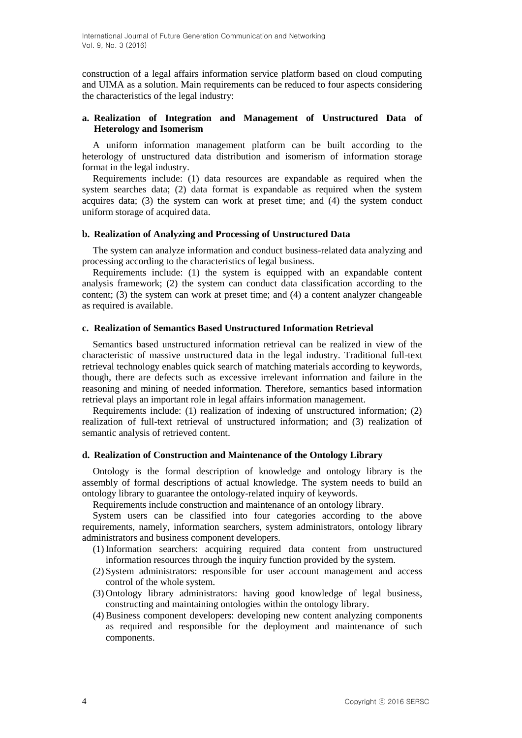construction of a legal affairs information service platform based on cloud computing and UIMA as a solution. Main requirements can be reduced to four aspects considering the characteristics of the legal industry:

#### a. Realization of Integration and Management of Unstructured Data of Heterology and Isomerism

A uniform information management platform can be built according to the heterology of unstructured data distribution and isomerism of information storage format in the legal industry.

Requirements include: (1) data resources are expandable as required when the system searches data; (2) data format is expandable as required when the system acquires data; (3) the system can work at preset time; and (4) the system conduct uniform storage of acquired data.

#### b. Realization of Analyzing and Processing of Unstructured Data

The system can analyze information and conduct business-related data analyzing and processing according to the characteristics of legal business.

Requirements include: (1) the system is equipped with an expandable content analysis framework; (2) the system can conduct data classification according to the content; (3) the system can work at preset time; and (4) a content analyzer changeable as required is available.

#### c. Realization of Semantics Based Unstructured Information Retrieval

Semantics based unstructured information retrieval can be realized in view of the characteristic of massive unstructured data in the legal industry. Traditional full-text retrieval technology enables quick search of matching materials according to keywords, though, there are defects such as excessive irrelevant information and failure in the reasoning and mining of needed information. Therefore, semantics based information retrieval plays an important role in legal affairs information management.

Requirements include: (1) realization of indexing of unstructured information; (2) realization of full-text retrieval of unstructured information; and (3) realization of semantic analysis of retrieved content.

#### d. Realization of Construction and Maintenance of the Ontology Library

Ontology is the formal description of knowledge and ontology library is the assembly of formal descriptions of actual knowledge. The system needs to build an ontology library to guarantee the ontology-related inquiry of keywords.

Requirements include construction and maintenance of an ontology library.

System users can be classified into four categories according to the above requirements, namely, information searchers, system administrators, ontology library administrators and business component developers.

1. Information searchers: acquiring required data content from unstructured information resources through the inquiry function provided by the system.
2. System administrators: responsible for user account management and access control of the whole system.
3. Ontology library administrators: having good knowledge of legal business, constructing and maintaining ontologies within the ontology library.
4. Business component developers: developing new content analyzing components as required and responsible for the deployment and maintenance of such components.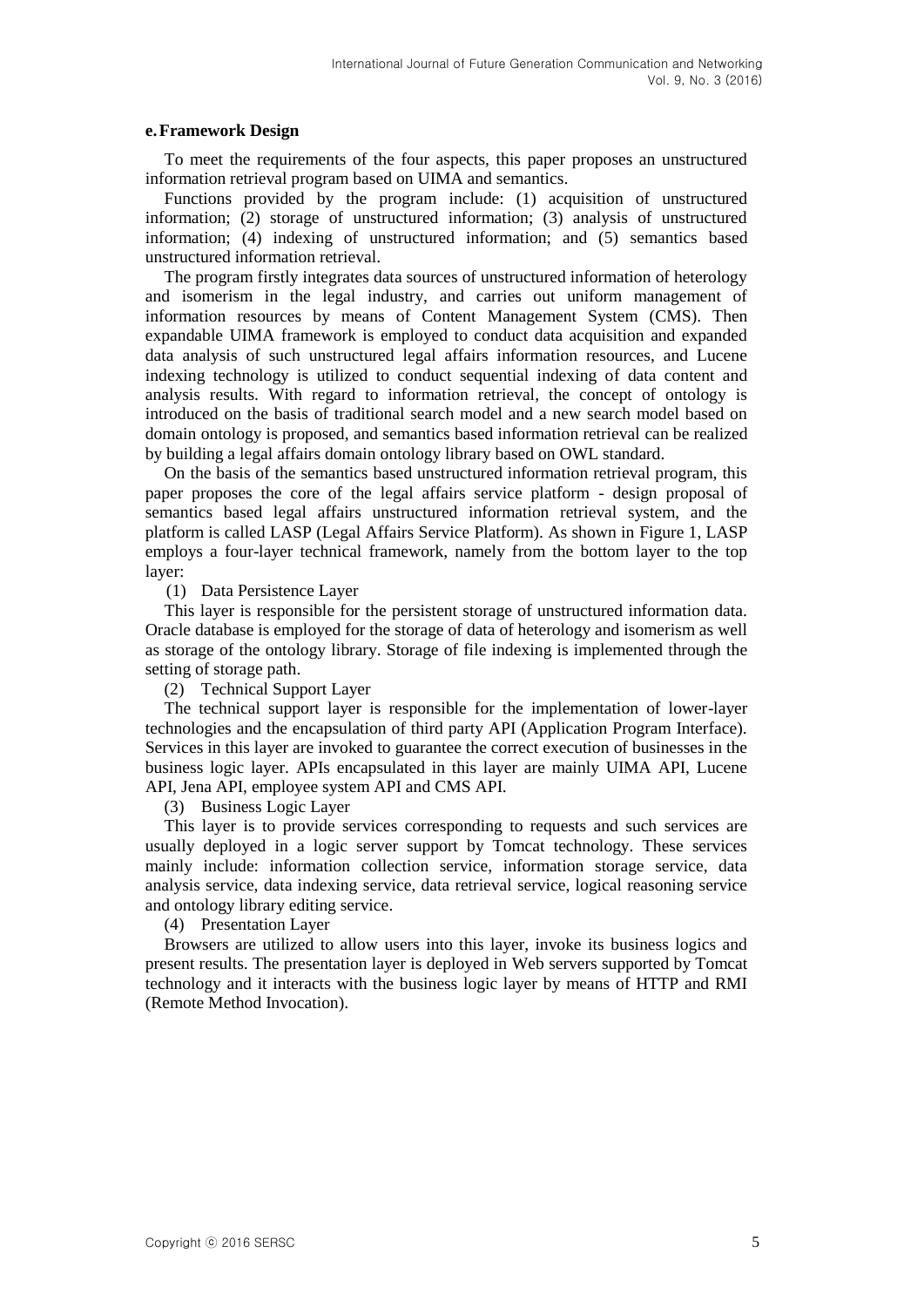### e. Framework Design

To meet the requirements of the four aspects, this paper proposes an unstructured information retrieval program based on UIMA and semantics.

Functions provided by the program include: (1) acquisition of unstructured information; (2) storage of unstructured information; (3) analysis of unstructured information; (4) indexing of unstructured information; and (5) semantics based unstructured information retrieval.

The program firstly integrates data sources of unstructured information of heterology and isomerism in the legal industry, and carries out uniform management of information resources by means of Content Management System (CMS). Then expandable UIMA framework is employed to conduct data acquisition and expanded data analysis of such unstructured legal affairs information resources, and Lucene indexing technology is utilized to conduct sequential indexing of data content and analysis results. With regard to information retrieval, the concept of ontology is introduced on the basis of traditional search model and a new search model based on domain ontology is proposed, and semantics based information retrieval can be realized by building a legal affairs domain ontology library based on OWL standard.

On the basis of the semantics based unstructured information retrieval program, this paper proposes the core of the legal affairs service platform - design proposal of semantics based legal affairs unstructured information retrieval system, and the platform is called LASP (Legal Affairs Service Platform). As shown in Figure 1, LASP employs a four-layer technical framework, namely from the bottom layer to the top layer:

(1) Data Persistence Layer

This layer is responsible for the persistent storage of unstructured information data. Oracle database is employed for the storage of data of heterology and isomerism as well as storage of the ontology library. Storage of file indexing is implemented through the setting of storage path.

(2) Technical Support Layer

The technical support layer is responsible for the implementation of lower-layer technologies and the encapsulation of third party API (Application Program Interface). Services in this layer are invoked to guarantee the correct execution of businesses in the business logic layer. APIs encapsulated in this layer are mainly UIMA API, Lucene API, Jena API, employee system API and CMS API.

(3) Business Logic Layer

This layer is to provide services corresponding to requests and such services are usually deployed in a logic server support by Tomcat technology. These services mainly include: information collection service, information storage service, data analysis service, data indexing service, data retrieval service, logical reasoning service and ontology library editing service.

(4) Presentation Layer

Browsers are utilized to allow users into this layer, invoke its business logics and present results. The presentation layer is deployed in Web servers supported by Tomcat technology and it interacts with the business logic layer by means of HTTP and RMI (Remote Method Invocation).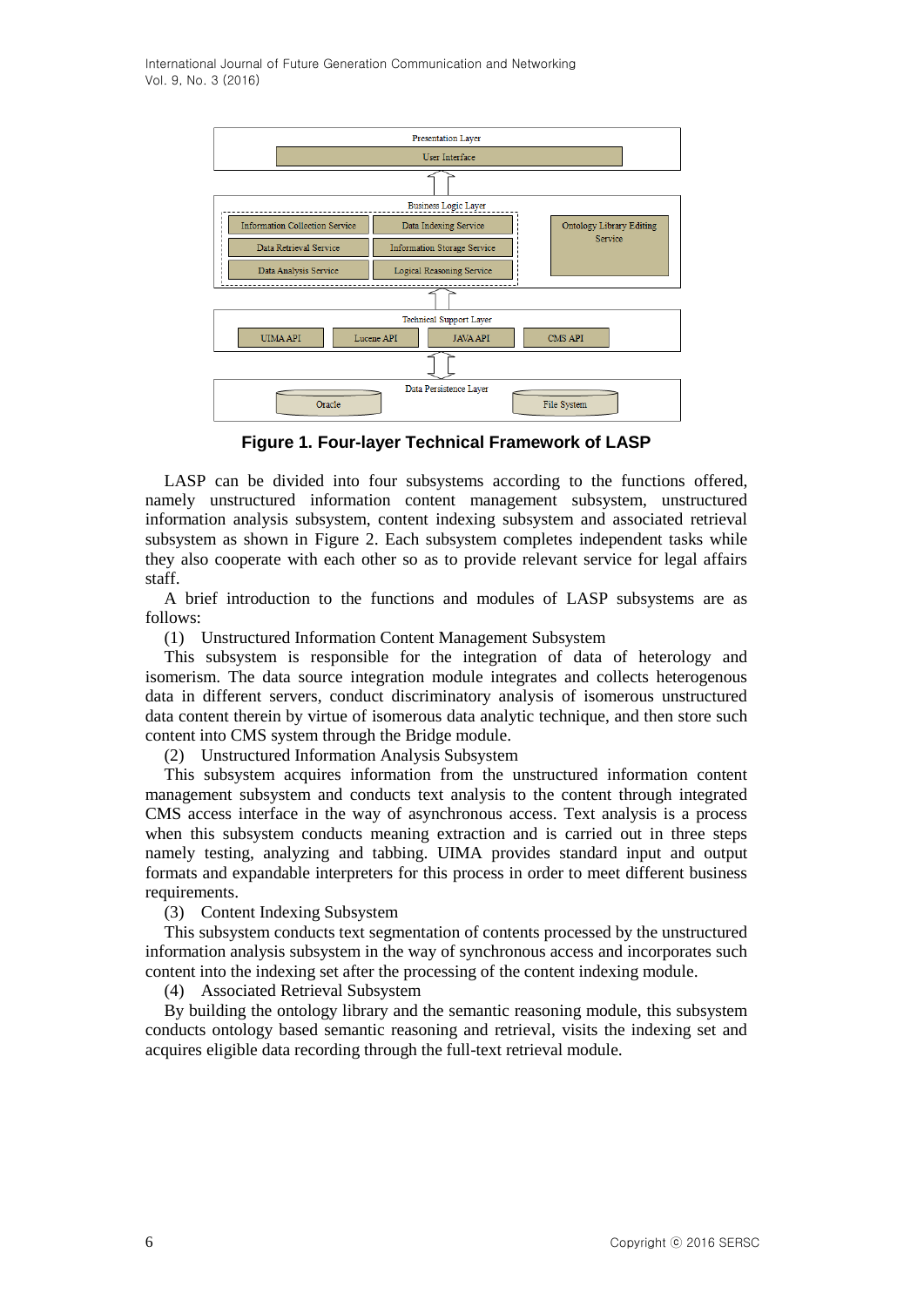**Figure 1. Four-layer Technical Framework of LASP**

LASP can be divided into four subsystems according to the functions offered, namely unstructured information content management subsystem, unstructured information analysis subsystem, content indexing subsystem and associated retrieval subsystem as shown in Figure 2. Each subsystem completes independent tasks while they also cooperate with each other so as to provide relevant service for legal affairs staff.

A brief introduction to the functions and modules of LASP subsystems are as follows:

(1) Unstructured Information Content Management Subsystem

This subsystem is responsible for the integration of data of heterology and isomerism. The data source integration module integrates and collects heterogenous data in different servers, conduct discriminatory analysis of isomerous unstructured data content therein by virtue of isomerous data analytic technique, and then store such content into CMS system through the Bridge module.

(2) Unstructured Information Analysis Subsystem

This subsystem acquires information from the unstructured information content management subsystem and conducts text analysis to the content through integrated CMS access interface in the way of asynchronous access. Text analysis is a process when this subsystem conducts meaning extraction and is carried out in three steps namely testing, analyzing and tabbing. UIMA provides standard input and output formats and expandable interpreters for this process in order to meet different business requirements.

(3) Content Indexing Subsystem

This subsystem conducts text segmentation of contents processed by the unstructured information analysis subsystem in the way of synchronous access and incorporates such content into the indexing set after the processing of the content indexing module.

(4) Associated Retrieval Subsystem

By building the ontology library and the semantic reasoning module, this subsystem conducts ontology based semantic reasoning and retrieval, visits the indexing set and acquires eligible data recording through the full-text retrieval module.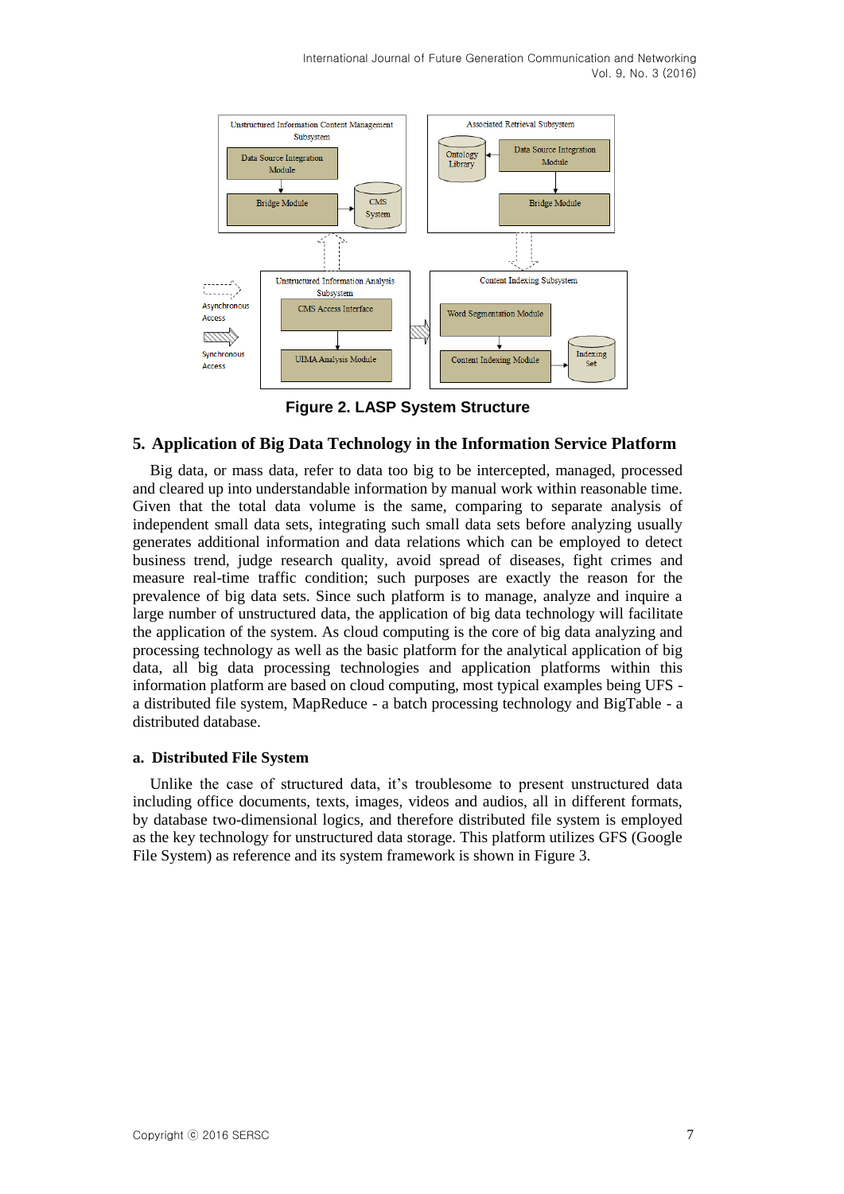Figure 2. LASP System Structure

## 5. Application of Big Data Technology in the Information Service Platform

Big data, or mass data, refer to data too big to be intercepted, managed, processed and cleared up into understandable information by manual work within reasonable time. Given that the total data volume is the same, comparing to separate analysis of independent small data sets, integrating such small data sets before analyzing usually generates additional information and data relations which can be employed to detect business trend, judge research quality, avoid spread of diseases, fight crimes and measure real-time traffic condition; such purposes are exactly the reason for the prevalence of big data sets. Since such platform is to manage, analyze and inquire a large number of unstructured data, the application of big data technology will facilitate the application of the system. As cloud computing is the core of big data analyzing and processing technology as well as the basic platform for the analytical application of big data, all big data processing technologies and application platforms within this information platform are based on cloud computing, most typical examples being UFS - a distributed file system, MapReduce - a batch processing technology and BigTable - a distributed database.

### a. Distributed File System

Unlike the case of structured data, it's troublesome to present unstructured data including office documents, texts, images, videos and audios, all in different formats, by database two-dimensional logics, and therefore distributed file system is employed as the key technology for unstructured data storage. This platform utilizes GFS (Google File System) as reference and its system framework is shown in Figure 3.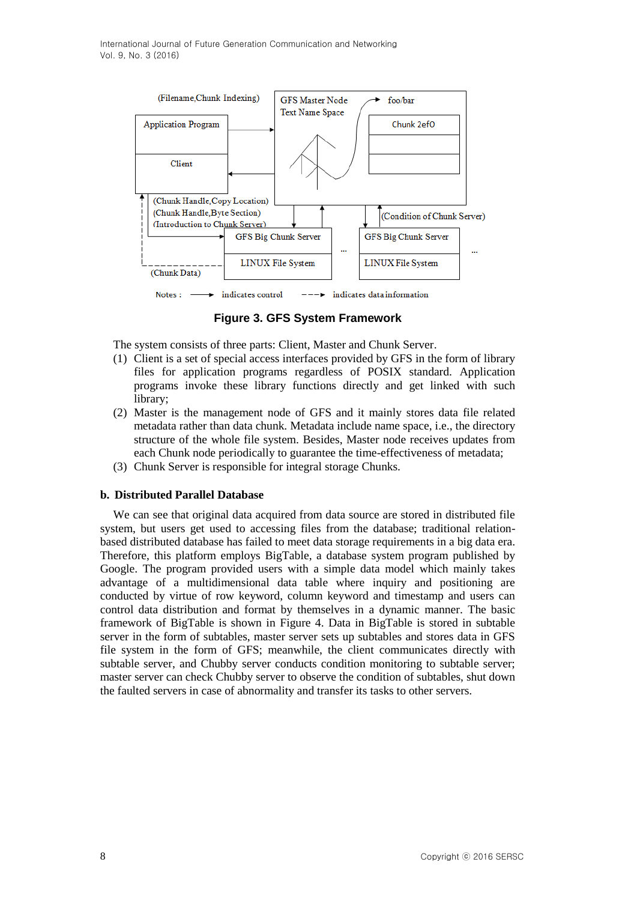**Figure 3. GFS System Framework**

The system consists of three parts: Client, Master and Chunk Server.

(1) Client is a set of special access interfaces provided by GFS in the form of library files for application programs regardless of POSIX standard. Application programs invoke these library functions directly and get linked with such library;

(2) Master is the management node of GFS and it mainly stores data file related metadata rather than data chunk. Metadata include name space, i.e., the directory structure of the whole file system. Besides, Master node receives updates from each Chunk node periodically to guarantee the time-effectiveness of metadata;

(3) Chunk Server is responsible for integral storage Chunks.

### b. Distributed Parallel Database

We can see that original data acquired from data source are stored in distributed file system, but users get used to accessing files from the database; traditional relation-based distributed database has failed to meet data storage requirements in a big data era. Therefore, this platform employs BigTable, a database system program published by Google. The program provided users with a simple data model which mainly takes advantage of a multidimensional data table where inquiry and positioning are conducted by virtue of row keyword, column keyword and timestamp and users can control data distribution and format by themselves in a dynamic manner. The basic framework of BigTable is shown in Figure 4. Data in BigTable is stored in subtable server in the form of subtables, master server sets up subtables and stores data in GFS file system in the form of GFS; meanwhile, the client communicates directly with subtable server, and Chubby server conducts condition monitoring to subtable server; master server can check Chubby server to observe the condition of subtables, shut down the faulted servers in case of abnormality and transfer its tasks to other servers.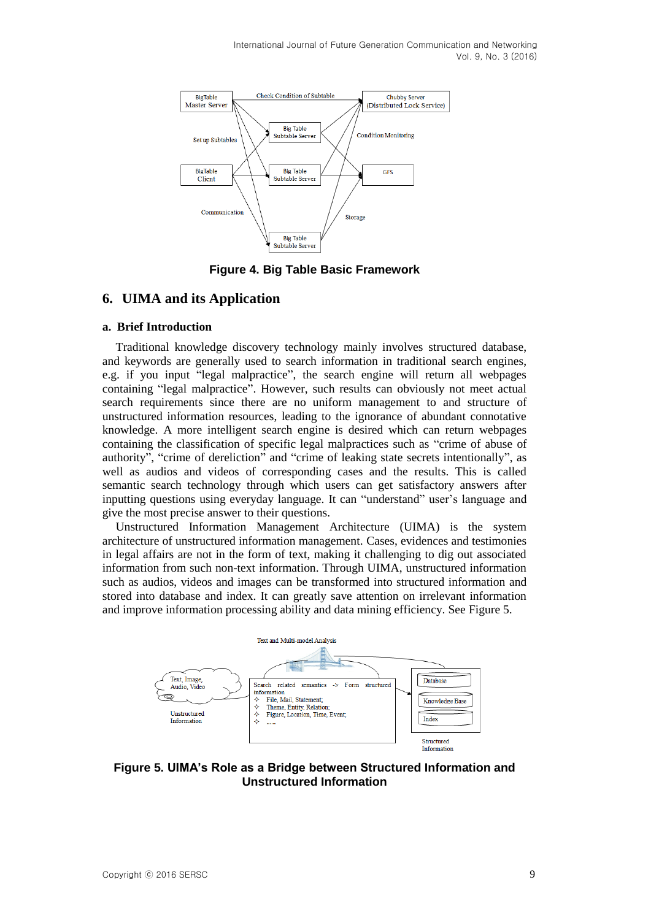Figure 4. Big Table Basic Framework

## 6. UIMA and its Application

### a. Brief Introduction

Traditional knowledge discovery technology mainly involves structured database, and keywords are generally used to search information in traditional search engines, e.g. if you input "legal malpractice", the search engine will return all webpages containing "legal malpractice". However, such results can obviously not meet actual search requirements since there are no uniform management to and structure of unstructured information resources, leading to the ignorance of abundant connotative knowledge. A more intelligent search engine is desired which can return webpages containing the classification of specific legal malpractices such as "crime of abuse of authority", "crime of dereliction" and "crime of leaking state secrets intentionally", as well as audios and videos of corresponding cases and the results. This is called semantic search technology through which users can get satisfactory answers after inputting questions using everyday language. It can "understand" user's language and give the most precise answer to their questions.

Unstructured Information Management Architecture (UIMA) is the system architecture of unstructured information management. Cases, evidences and testimonies in legal affairs are not in the form of text, making it challenging to dig out associated information from such non-text information. Through UIMA, unstructured information such as audios, videos and images can be transformed into structured information and stored into database and index. It can greatly save attention on irrelevant information and improve information processing ability and data mining efficiency. See Figure 5.

Figure 5. UIMA's Role as a Bridge between Structured Information and Unstructured Information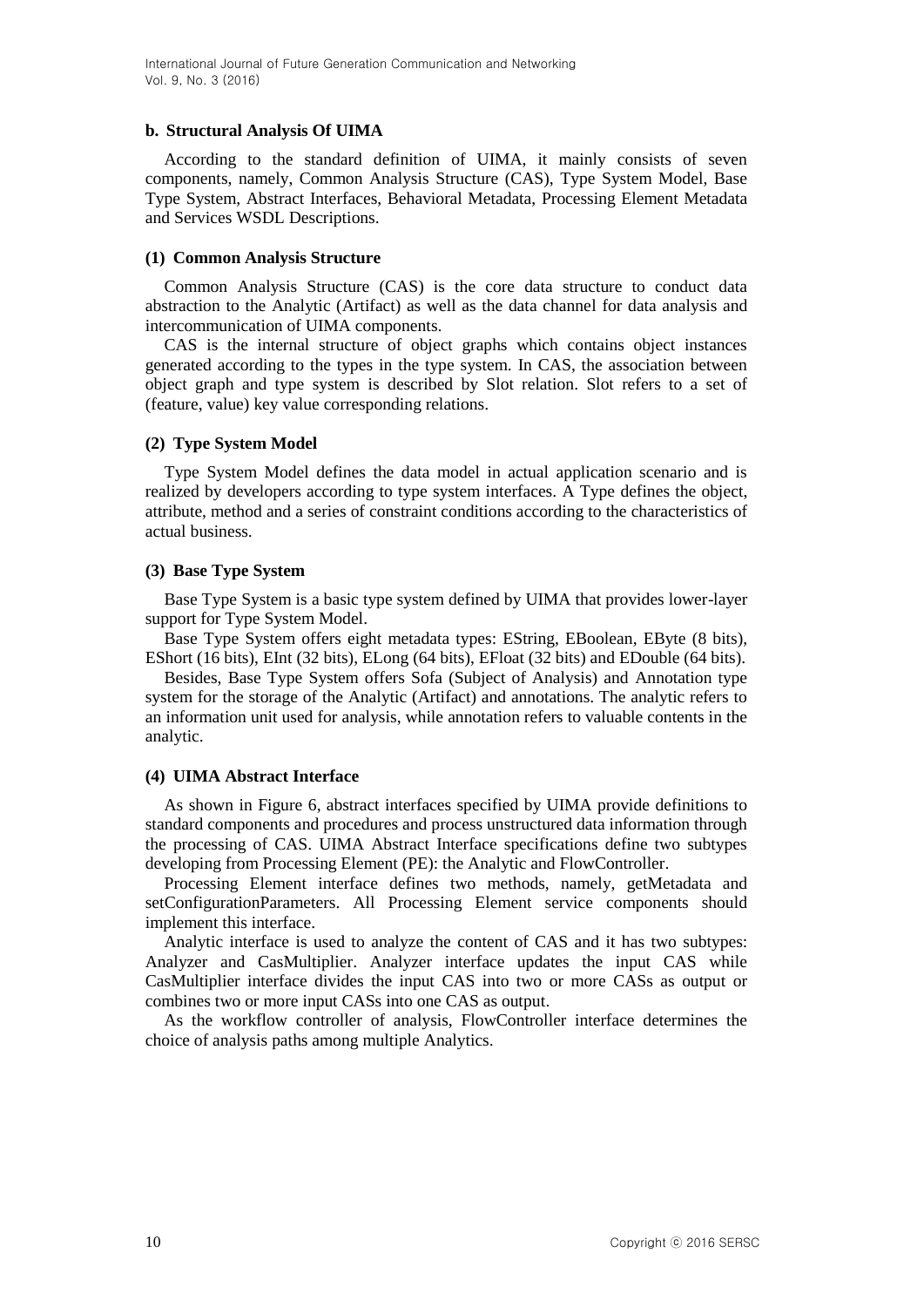### b. Structural Analysis Of UIMA

According to the standard definition of UIMA, it mainly consists of seven components, namely, Common Analysis Structure (CAS), Type System Model, Base Type System, Abstract Interfaces, Behavioral Metadata, Processing Element Metadata and Services WSDL Descriptions.

#### (1) Common Analysis Structure

Common Analysis Structure (CAS) is the core data structure to conduct data abstraction to the Analytic (Artifact) as well as the data channel for data analysis and intercommunication of UIMA components.

CAS is the internal structure of object graphs which contains object instances generated according to the types in the type system. In CAS, the association between object graph and type system is described by Slot relation. Slot refers to a set of (feature, value) key value corresponding relations.

#### (2) Type System Model

Type System Model defines the data model in actual application scenario and is realized by developers according to type system interfaces. A Type defines the object, attribute, method and a series of constraint conditions according to the characteristics of actual business.

#### (3) Base Type System

Base Type System is a basic type system defined by UIMA that provides lower-layer support for Type System Model.

Base Type System offers eight metadata types: EString, EBoolean, EByte (8 bits), EShort (16 bits), EInt (32 bits), ELong (64 bits), EFloat (32 bits) and EDouble (64 bits).

Besides, Base Type System offers Sofa (Subject of Analysis) and Annotation type system for the storage of the Analytic (Artifact) and annotations. The analytic refers to an information unit used for analysis, while annotation refers to valuable contents in the analytic.

#### (4) UIMA Abstract Interface

As shown in Figure 6, abstract interfaces specified by UIMA provide definitions to standard components and procedures and process unstructured data information through the processing of CAS. UIMA Abstract Interface specifications define two subtypes developing from Processing Element (PE): the Analytic and FlowController.

Processing Element interface defines two methods, namely, getMetadata and setConfigurationParameters. All Processing Element service components should implement this interface.

Analytic interface is used to analyze the content of CAS and it has two subtypes: Analyzer and CasMultiplier. Analyzer interface updates the input CAS while CasMultiplier interface divides the input CAS into two or more CASs as output or combines two or more input CASs into one CAS as output.

As the workflow controller of analysis, FlowController interface determines the choice of analysis paths among multiple Analytics.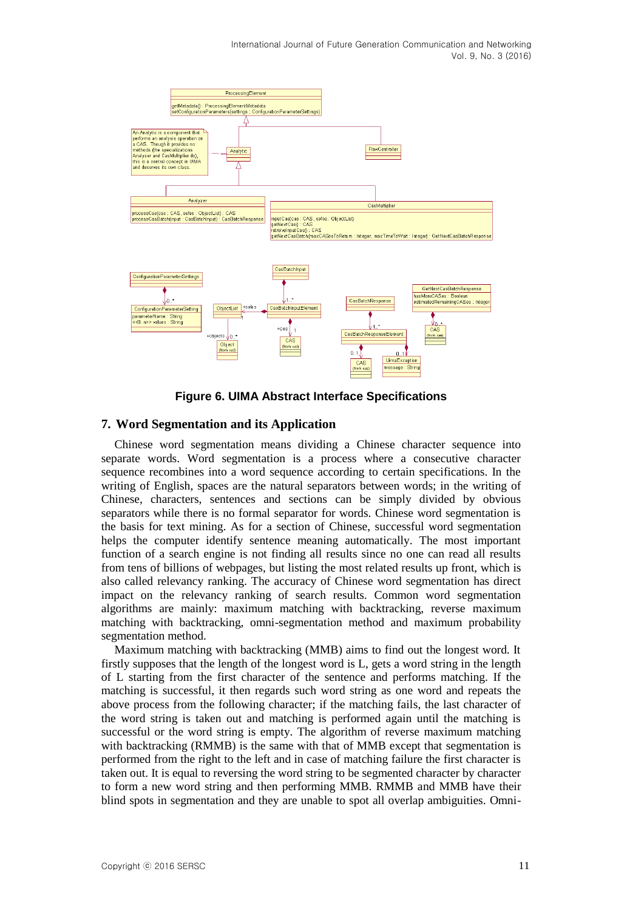**Figure 6. UIMA Abstract Interface Specifications**

## 7. Word Segmentation and its Application

Chinese word segmentation means dividing a Chinese character sequence into separate words. Word segmentation is a process where a consecutive character sequence recombines into a word sequence according to certain specifications. In the writing of English, spaces are the natural separators between words; in the writing of Chinese, characters, sentences and sections can be simply divided by obvious separators while there is no formal separator for words. Chinese word segmentation is the basis for text mining. As for a section of Chinese, successful word segmentation helps the computer identify sentence meaning automatically. The most important function of a search engine is not finding all results since no one can read all results from tens of billions of webpages, but listing the most related results up front, which is also called relevancy ranking. The accuracy of Chinese word segmentation has direct impact on the relevancy ranking of search results. Common word segmentation algorithms are mainly: maximum matching with backtracking, reverse maximum matching with backtracking, omni-segmentation method and maximum probability segmentation method.

Maximum matching with backtracking (MMB) aims to find out the longest word. It firstly supposes that the length of the longest word is L, gets a word string in the length of L starting from the first character of the sentence and performs matching. If the matching is successful, it then regards such word string as one word and repeats the above process from the following character; if the matching fails, the last character of the word string is taken out and matching is performed again until the matching is successful or the word string is empty. The algorithm of reverse maximum matching with backtracking (RMMB) is the same with that of MMB except that segmentation is performed from the right to the left and in case of matching failure the first character is taken out. It is equal to reversing the word string to be segmented character by character to form a new word string and then performing MMB. RMMB and MMB have their blind spots in segmentation and they are unable to spot all overlap ambiguities. Omni-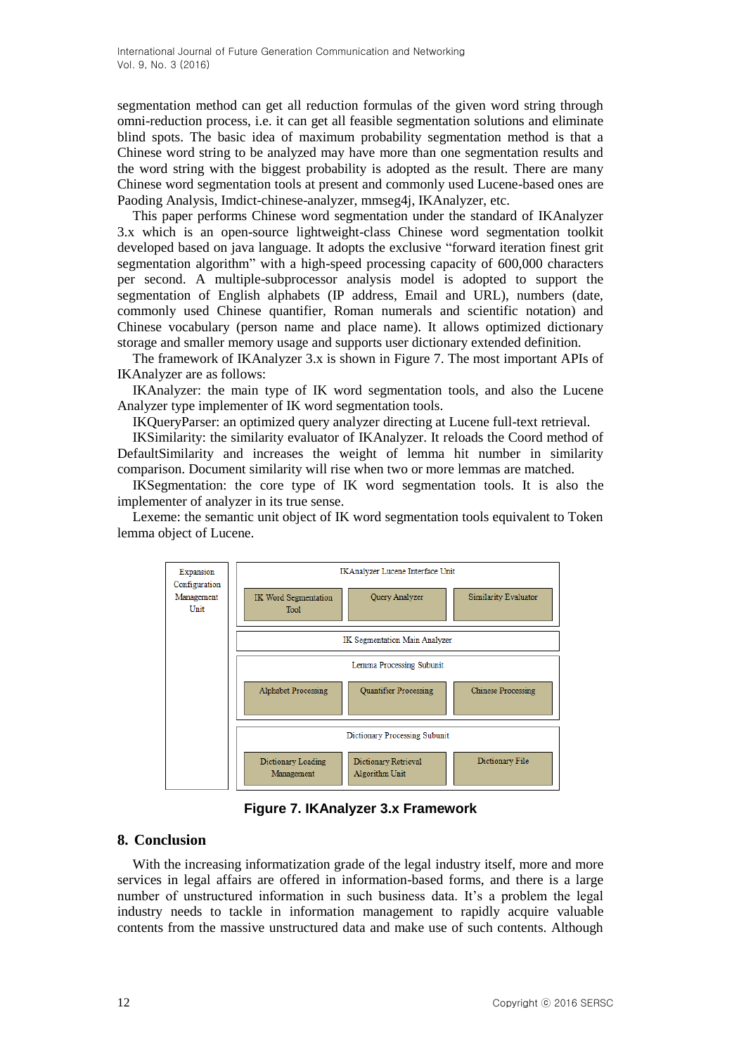segmentation method can get all reduction formulas of the given word string through omni-reduction process, i.e. it can get all feasible segmentation solutions and eliminate blind spots. The basic idea of maximum probability segmentation method is that a Chinese word string to be analyzed may have more than one segmentation results and the word string with the biggest probability is adopted as the result. There are many Chinese word segmentation tools at present and commonly used Lucene-based ones are Paoding Analysis, Imdict-chinese-analyzer, mmseg4j, IKAnalyzer, etc.

This paper performs Chinese word segmentation under the standard of IKAnalyzer 3.x which is an open-source lightweight-class Chinese word segmentation toolkit developed based on java language. It adopts the exclusive "forward iteration finest grit segmentation algorithm" with a high-speed processing capacity of 600,000 characters per second. A multiple-subprocessor analysis model is adopted to support the segmentation of English alphabets (IP address, Email and URL), numbers (date, commonly used Chinese quantifier, Roman numerals and scientific notation) and Chinese vocabulary (person name and place name). It allows optimized dictionary storage and smaller memory usage and supports user dictionary extended definition.

The framework of IKAnalyzer 3.x is shown in Figure 7. The most important APIs of IKAnalyzer are as follows:

IKAnalyzer: the main type of IK word segmentation tools, and also the Lucene Analyzer type implementer of IK word segmentation tools.

IKQueryParser: an optimized query analyzer directing at Lucene full-text retrieval.

IKSimilarity: the similarity evaluator of IKAnalyzer. It reloads the Coord method of DefaultSimilarity and increases the weight of lemma hit number in similarity comparison. Document similarity will rise when two or more lemmas are matched.

IKSegmentation: the core type of IK word segmentation tools. It is also the implementer of analyzer in its true sense.

Lexeme: the semantic unit object of IK word segmentation tools equivalent to Token lemma object of Lucene.

| Expansion Configuration Management Unit | IKAnalyzer Lucene Interface Unit | | |
|---|---|---|---|
| | IK Word Segmentation Tool | Query Analyzer | Similarity Evaluator |
| | IK Segmentation Main Analyzer | | |
| | Lemma Processing Subunit | | |
| | Alphabet Processing | Quantifier Processing | Chinese Processing |
| | Dictionary Processing Subunit | | |
| | Dictionary Loading Management | Dictionary Retrieval Algorithm Unit | Dictionary File |

**Figure 7. IKAnalyzer 3.x Framework**

## 8. Conclusion

With the increasing informatization grade of the legal industry itself, more and more services in legal affairs are offered in information-based forms, and there is a large number of unstructured information in such business data. It's a problem the legal industry needs to tackle in information management to rapidly acquire valuable contents from the massive unstructured data and make use of such contents. Although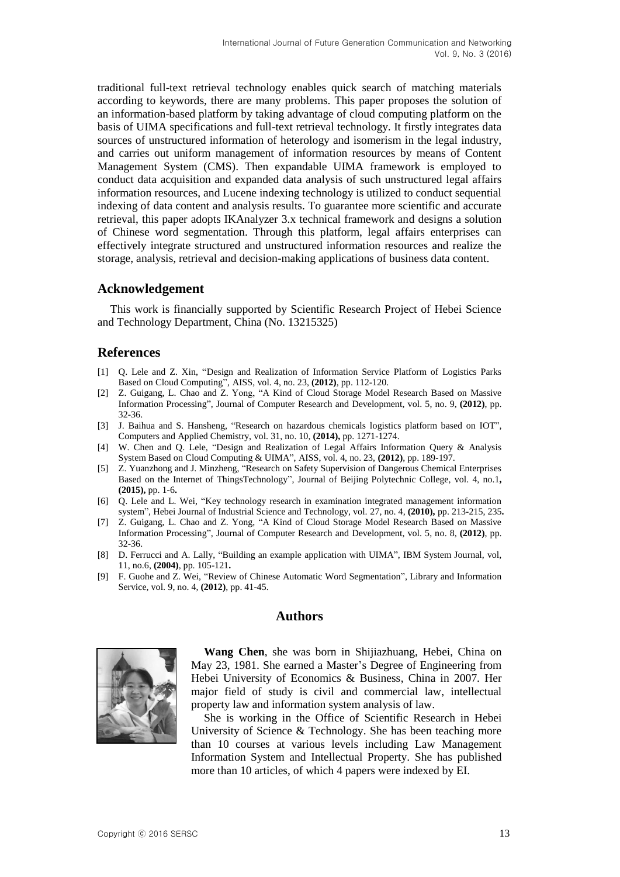traditional full-text retrieval technology enables quick search of matching materials according to keywords, there are many problems. This paper proposes the solution of an information-based platform by taking advantage of cloud computing platform on the basis of UIMA specifications and full-text retrieval technology. It firstly integrates data sources of unstructured information of heterology and isomerism in the legal industry, and carries out uniform management of information resources by means of Content Management System (CMS). Then expandable UIMA framework is employed to conduct data acquisition and expanded data analysis of such unstructured legal affairs information resources, and Lucene indexing technology is utilized to conduct sequential indexing of data content and analysis results. To guarantee more scientific and accurate retrieval, this paper adopts IKAnalyzer 3.x technical framework and designs a solution of Chinese word segmentation. Through this platform, legal affairs enterprises can effectively integrate structured and unstructured information resources and realize the storage, analysis, retrieval and decision-making applications of business data content.

## Acknowledgement

This work is financially supported by Scientific Research Project of Hebei Science and Technology Department, China (No. 13215325)

## References

[1] Q. Lele and Z. Xin, "Design and Realization of Information Service Platform of Logistics Parks Based on Cloud Computing", AISS, vol. 4, no. 23, **(2012)**, pp. 112-120.

[2] Z. Guigang, L. Chao and Z. Yong, "A Kind of Cloud Storage Model Research Based on Massive Information Processing", Journal of Computer Research and Development, vol. 5, no. 9, **(2012)**, pp. 32-36.

[3] J. Baihua and S. Hansheng, "Research on hazardous chemicals logistics platform based on IOT", Computers and Applied Chemistry, vol. 31, no. 10, **(2014),** pp. 1271-1274.

[4] W. Chen and Q. Lele, "Design and Realization of Legal Affairs Information Query & Analysis System Based on Cloud Computing & UIMA", AISS, vol. 4, no. 23, **(2012)**, pp. 189-197.

[5] Z. Yuanzhong and J. Minzheng, "Research on Safety Supervision of Dangerous Chemical Enterprises Based on the Internet of ThingsTechnology", Journal of Beijing Polytechnic College, vol. 4, no.1**, (2015),** pp. 1-6**.**

[6] Q. Lele and L. Wei, "Key technology research in examination integrated management information system", Hebei Journal of Industrial Science and Technology, vol. 27, no. 4, **(2010),** pp. 213-215, 235**.**

[7] Z. Guigang, L. Chao and Z. Yong, "A Kind of Cloud Storage Model Research Based on Massive Information Processing", Journal of Computer Research and Development, vol. 5, no. 8, **(2012)**, pp. 32-36.

[8] D. Ferrucci and A. Lally, "Building an example application with UIMA", IBM System Journal, vol, 11, no.6, **(2004)**, pp. 105-121**.**

[9] F. Guohe and Z. Wei, "Review of Chinese Automatic Word Segmentation", Library and Information Service, vol. 9, no. 4, **(2012)**, pp. 41-45.

## Authors

**Wang Chen**, she was born in Shijiazhuang, Hebei, China on May 23, 1981. She earned a Master's Degree of Engineering from Hebei University of Economics & Business, China in 2007. Her major field of study is civil and commercial law, intellectual property law and information system analysis of law.

She is working in the Office of Scientific Research in Hebei University of Science & Technology. She has been teaching more than 10 courses at various levels including Law Management Information System and Intellectual Property. She has published more than 10 articles, of which 4 papers were indexed by EI.